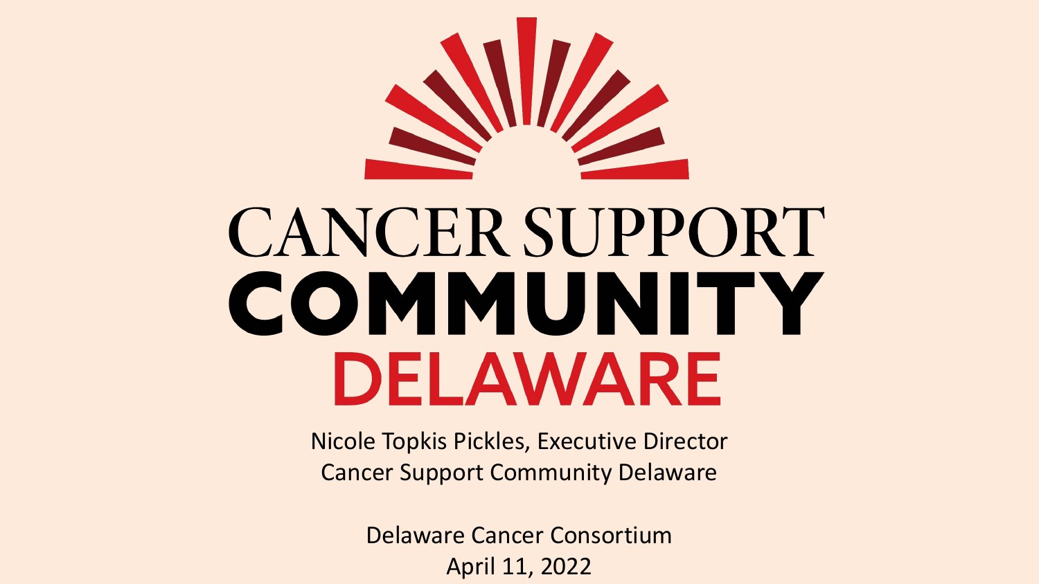# CANCER SUPPORT COMMUNITY DELAWARE

Nicole Topkis Pickles, Executive Director
Cancer Support Community Delaware

Delaware Cancer Consortium
April 11, 2022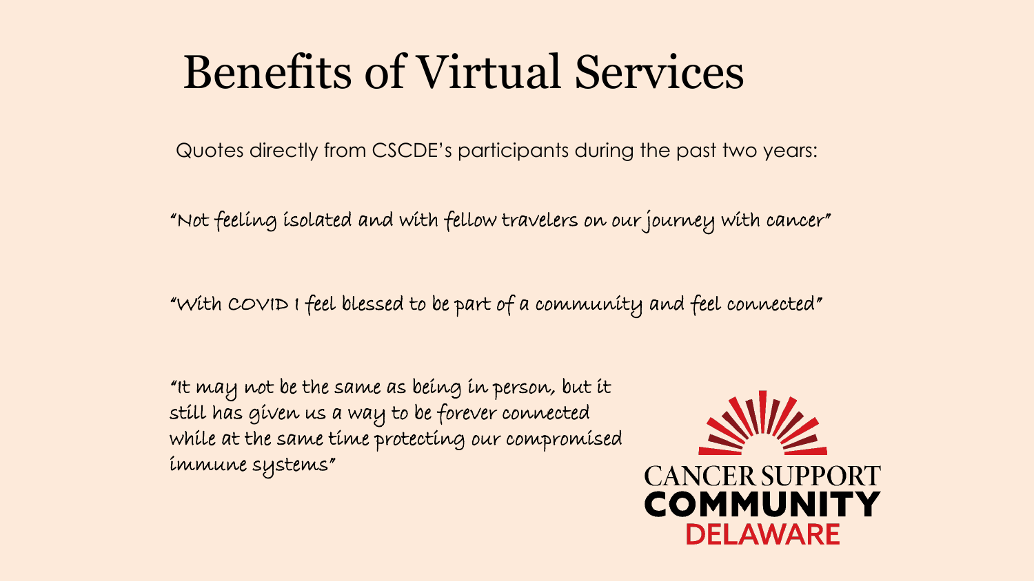# Benefits of Virtual Services

Quotes directly from CSCDE's participants during the past two years:

"Not feeling isolated and with fellow travelers on our journey with cancer"

"With COVID I feel blessed to be part of a community and feel connected"

"It may not be the same as being in person, but it still has given us a way to be forever connected while at the same time protecting our compromised immune systems"

CANCER SUPPORT COMMUNITY DELAWARE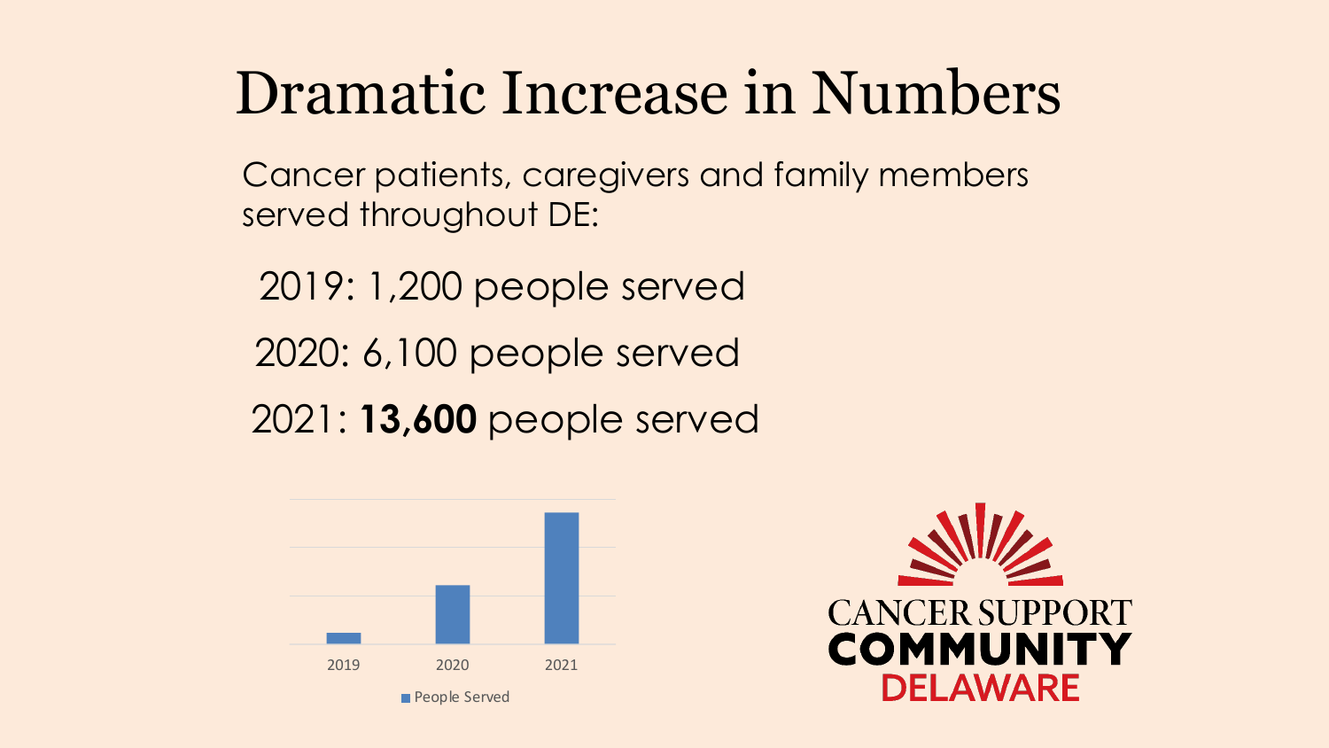# Dramatic Increase in Numbers

Cancer patients, caregivers and family members served throughout DE:

2019: 1,200 people served

2020: 6,100 people served

2021: **13,600** people served

2019 2020 2021

People Served

CANCER SUPPORT COMMUNITY DELAWARE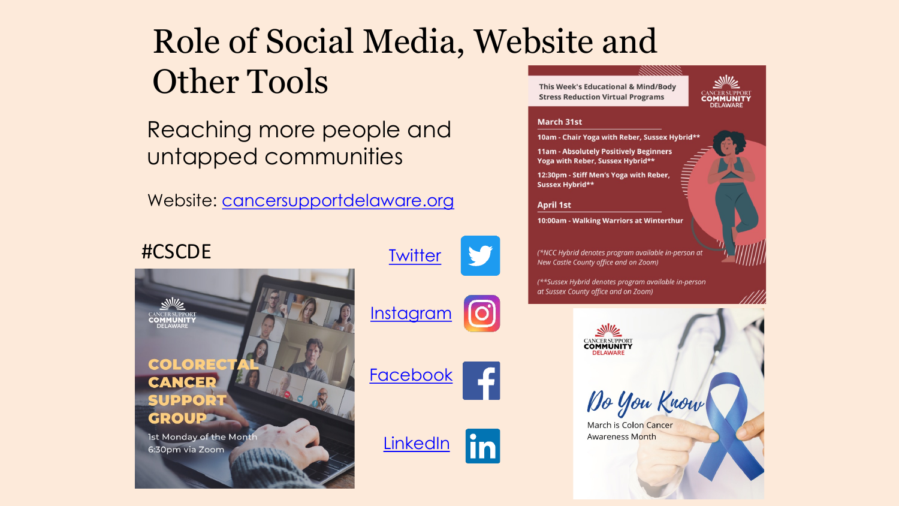# Role of Social Media, Website and Other Tools

Reaching more people and untapped communities

Website: cancersupportdelaware.org

#CSCDE

Twitter

Instagram

Facebook

LinkedIn

CANCER SUPPORT COMMUNITY DELAWARE

**COLORECTAL CANCER SUPPORT GROUP**

1st Monday of the Month
6:30pm via Zoom

**This Week's Educational & Mind/Body Stress Reduction Virtual Programs**

CANCER SUPPORT COMMUNITY DELAWARE

**March 31st**

- **10am - Chair Yoga with Reber, Sussex Hybrid****
- **11am - Absolutely Positively Beginners Yoga with Reber, Sussex Hybrid****
- **12:30pm - Stiff Men's Yoga with Reber, Sussex Hybrid****

**April 1st**

- **10:00am - Walking Warriors at Winterthur**

*(*NCC Hybrid denotes program available in-person at New Castle County office and on Zoom)*

*(**Sussex Hybrid denotes program available in-person at Sussex County office and on Zoom)*

CANCER SUPPORT COMMUNITY DELAWARE

*Do You Know*

March is Colon Cancer Awareness Month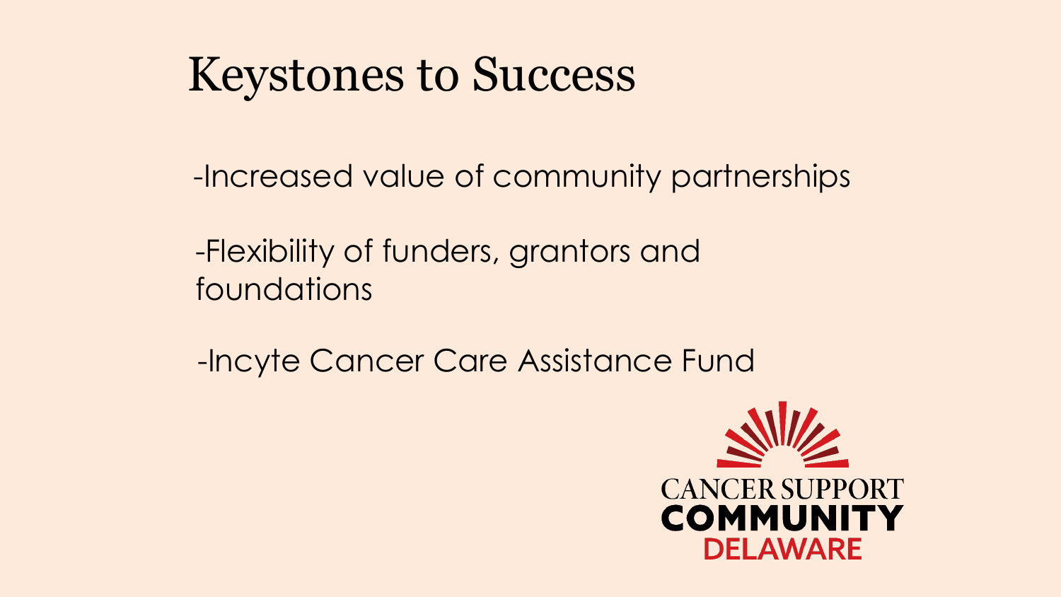# Keystones to Success

-Increased value of community partnerships

-Flexibility of funders, grantors and foundations

-Incyte Cancer Care Assistance Fund

CANCER SUPPORT
COMMUNITY
DELAWARE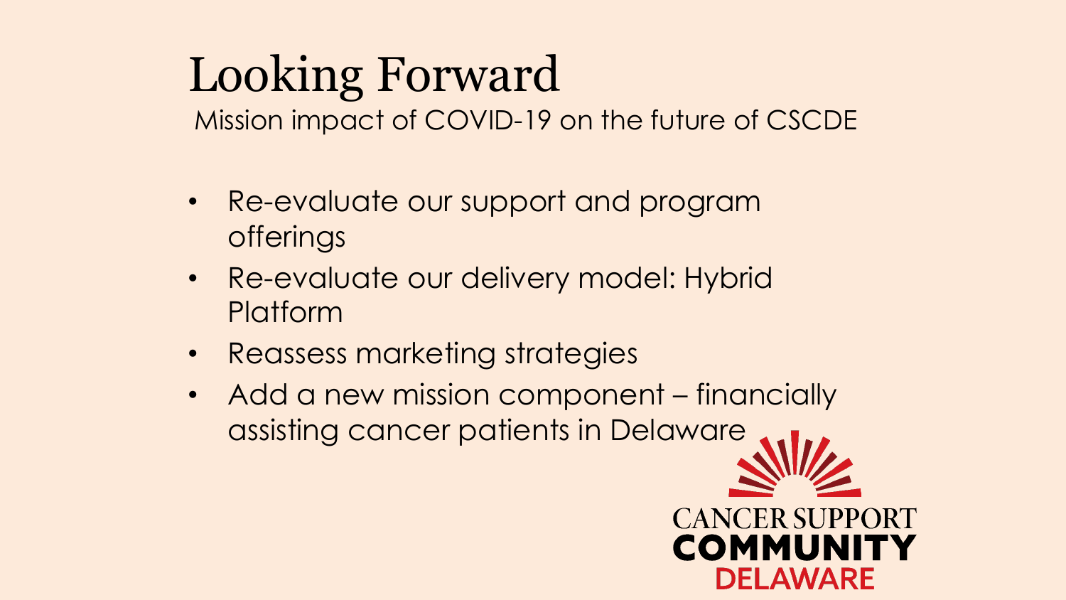# Looking Forward

Mission impact of COVID-19 on the future of CSCDE

- Re-evaluate our support and program offerings
- Re-evaluate our delivery model: Hybrid Platform
- Reassess marketing strategies
- Add a new mission component – financially assisting cancer patients in Delaware

CANCER SUPPORT COMMUNITY DELAWARE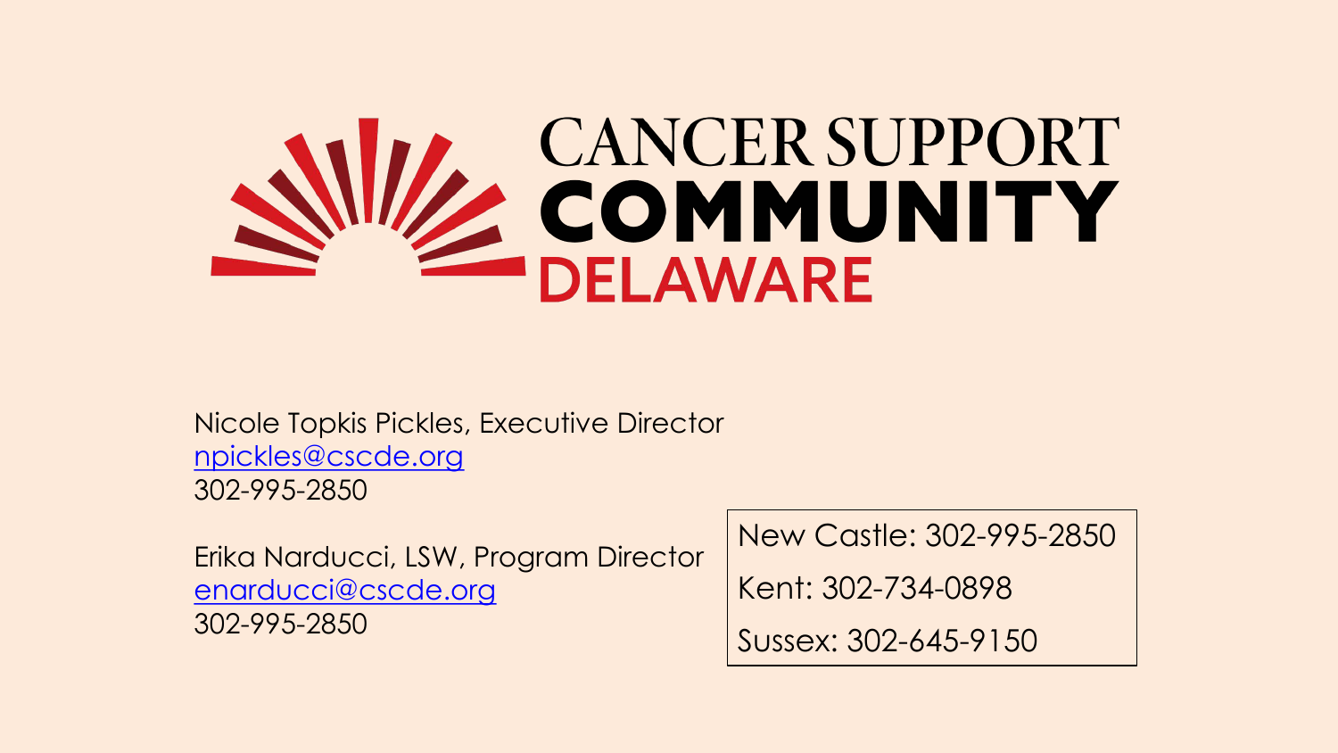# CANCER SUPPORT COMMUNITY DELAWARE

Nicole Topkis Pickles, Executive Director
npickles@cscde.org
302-995-2850

Erika Narducci, LSW, Program Director
enarducci@cscde.org
302-995-2850

New Castle: 302-995-2850

Kent: 302-734-0898

Sussex: 302-645-9150